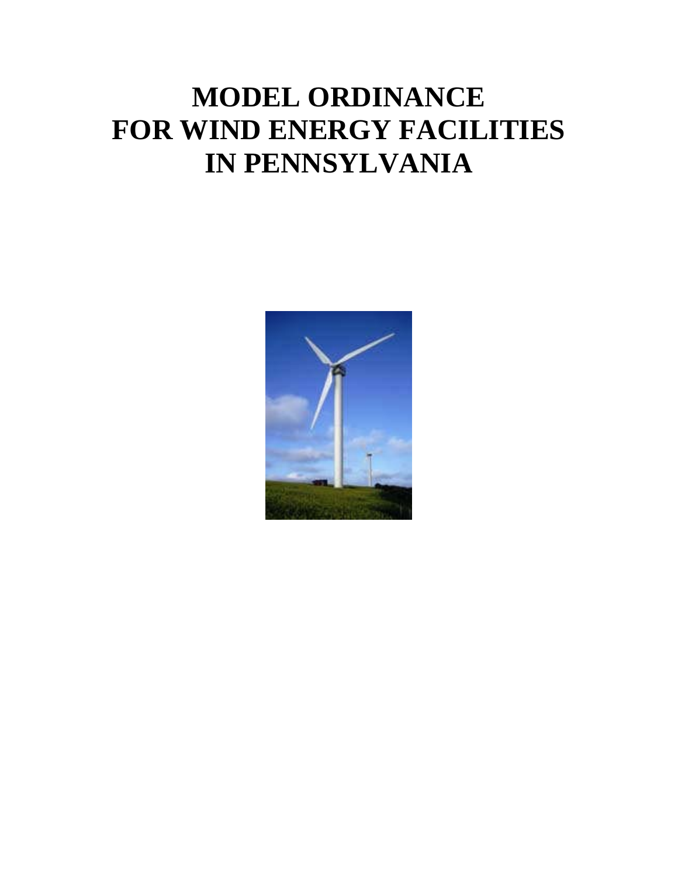# MODEL ORDINANCE FOR WIND ENERGY FACILITIES IN PENNSYLVANIA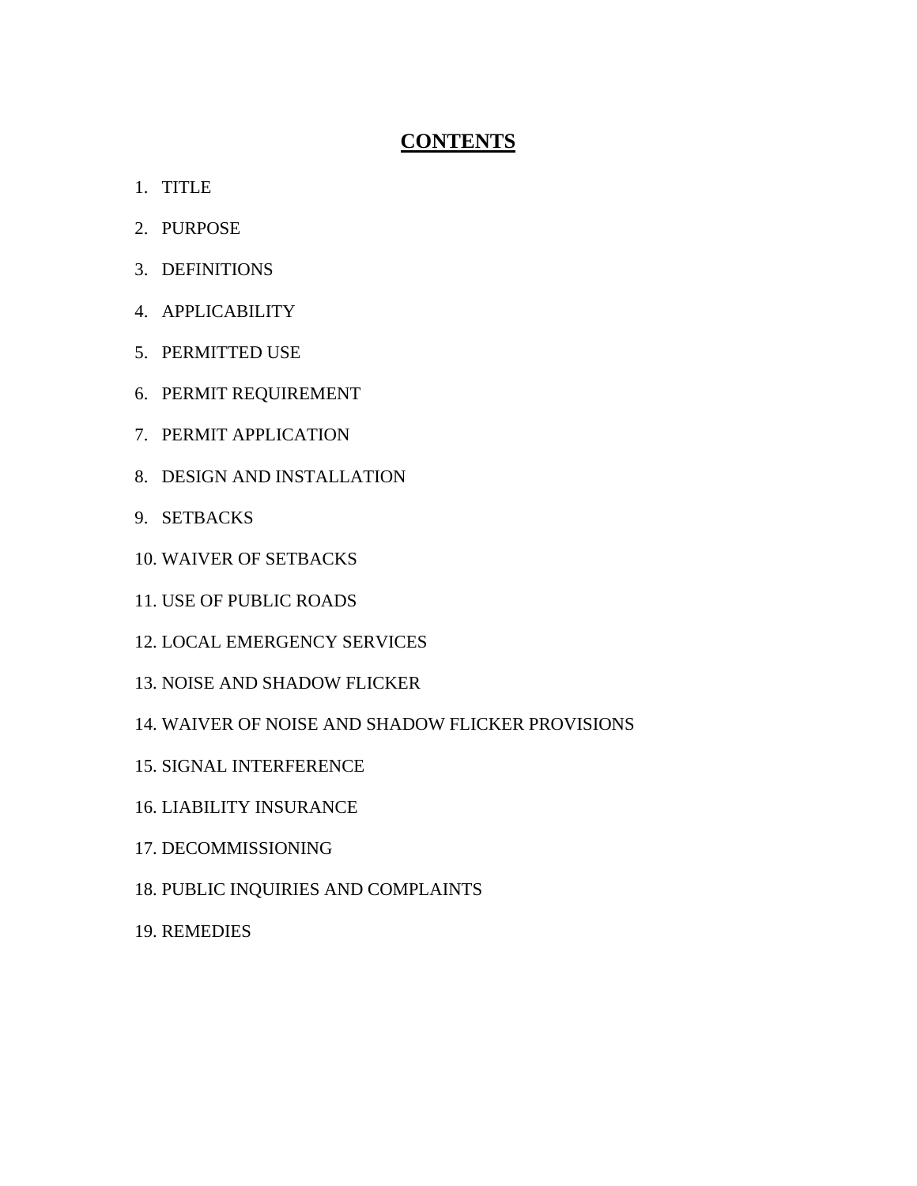# **CONTENTS**

1. TITLE
2. PURPOSE
3. DEFINITIONS
4. APPLICABILITY
5. PERMITTED USE
6. PERMIT REQUIREMENT
7. PERMIT APPLICATION
8. DESIGN AND INSTALLATION
9. SETBACKS
10. WAIVER OF SETBACKS
11. USE OF PUBLIC ROADS
12. LOCAL EMERGENCY SERVICES
13. NOISE AND SHADOW FLICKER
14. WAIVER OF NOISE AND SHADOW FLICKER PROVISIONS
15. SIGNAL INTERFERENCE
16. LIABILITY INSURANCE
17. DECOMMISSIONING
18. PUBLIC INQUIRIES AND COMPLAINTS
19. REMEDIES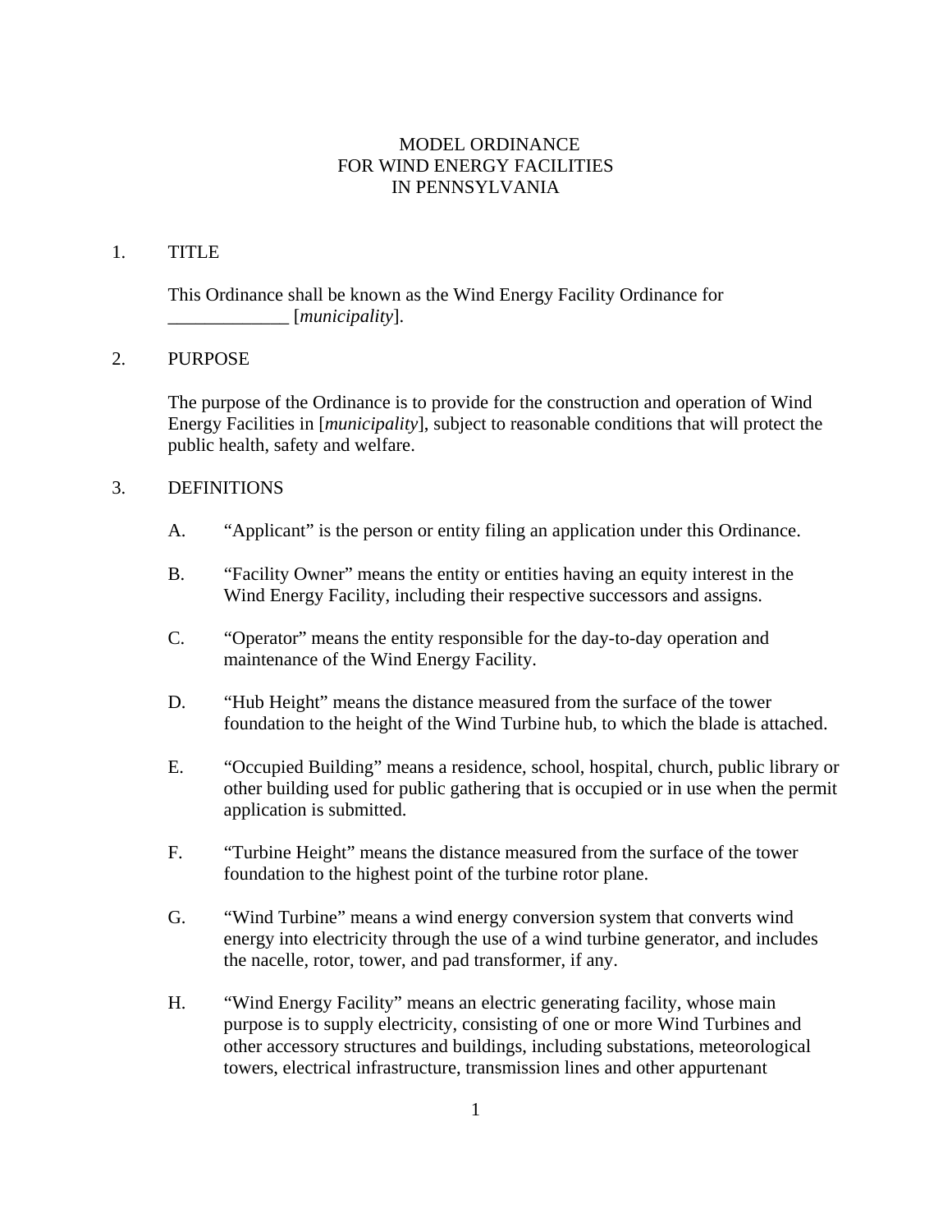# MODEL ORDINANCE
# FOR WIND ENERGY FACILITIES
# IN PENNSYLVANIA

## 1. TITLE

This Ordinance shall be known as the Wind Energy Facility Ordinance for _____________ [*municipality*].

## 2. PURPOSE

The purpose of the Ordinance is to provide for the construction and operation of Wind Energy Facilities in [*municipality*], subject to reasonable conditions that will protect the public health, safety and welfare.

## 3. DEFINITIONS

A. "Applicant" is the person or entity filing an application under this Ordinance.

B. "Facility Owner" means the entity or entities having an equity interest in the Wind Energy Facility, including their respective successors and assigns.

C. "Operator" means the entity responsible for the day-to-day operation and maintenance of the Wind Energy Facility.

D. "Hub Height" means the distance measured from the surface of the tower foundation to the height of the Wind Turbine hub, to which the blade is attached.

E. "Occupied Building" means a residence, school, hospital, church, public library or other building used for public gathering that is occupied or in use when the permit application is submitted.

F. "Turbine Height" means the distance measured from the surface of the tower foundation to the highest point of the turbine rotor plane.

G. "Wind Turbine" means a wind energy conversion system that converts wind energy into electricity through the use of a wind turbine generator, and includes the nacelle, rotor, tower, and pad transformer, if any.

H. "Wind Energy Facility" means an electric generating facility, whose main purpose is to supply electricity, consisting of one or more Wind Turbines and other accessory structures and buildings, including substations, meteorological towers, electrical infrastructure, transmission lines and other appurtenant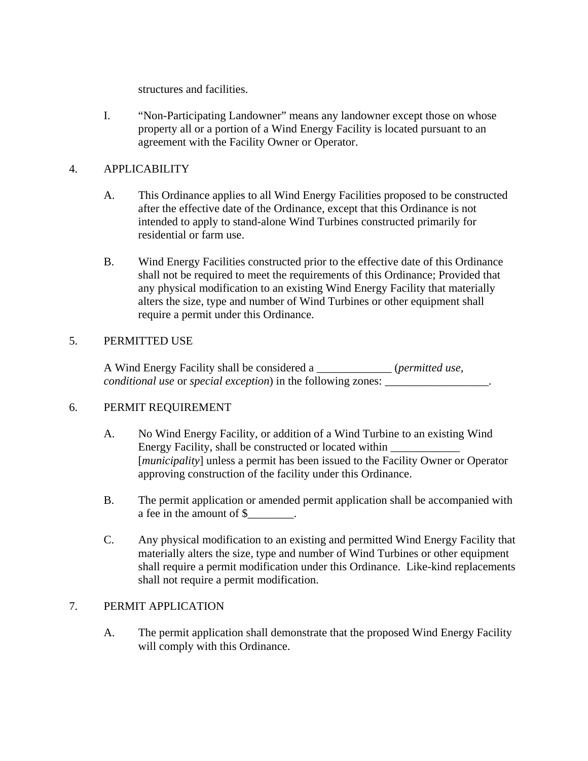structures and facilities.

I. "Non-Participating Landowner" means any landowner except those on whose property all or a portion of a Wind Energy Facility is located pursuant to an agreement with the Facility Owner or Operator.

4. APPLICABILITY

A. This Ordinance applies to all Wind Energy Facilities proposed to be constructed after the effective date of the Ordinance, except that this Ordinance is not intended to apply to stand-alone Wind Turbines constructed primarily for residential or farm use.

B. Wind Energy Facilities constructed prior to the effective date of this Ordinance shall not be required to meet the requirements of this Ordinance; Provided that any physical modification to an existing Wind Energy Facility that materially alters the size, type and number of Wind Turbines or other equipment shall require a permit under this Ordinance.

5. PERMITTED USE

A Wind Energy Facility shall be considered a _____________ (*permitted use*, *conditional use* or *special exception*) in the following zones: __________________.

6. PERMIT REQUIREMENT

A. No Wind Energy Facility, or addition of a Wind Turbine to an existing Wind Energy Facility, shall be constructed or located within ____________ [*municipality*] unless a permit has been issued to the Facility Owner or Operator approving construction of the facility under this Ordinance.

B. The permit application or amended permit application shall be accompanied with a fee in the amount of $________.

C. Any physical modification to an existing and permitted Wind Energy Facility that materially alters the size, type and number of Wind Turbines or other equipment shall require a permit modification under this Ordinance. Like-kind replacements shall not require a permit modification.

7. PERMIT APPLICATION

A. The permit application shall demonstrate that the proposed Wind Energy Facility will comply with this Ordinance.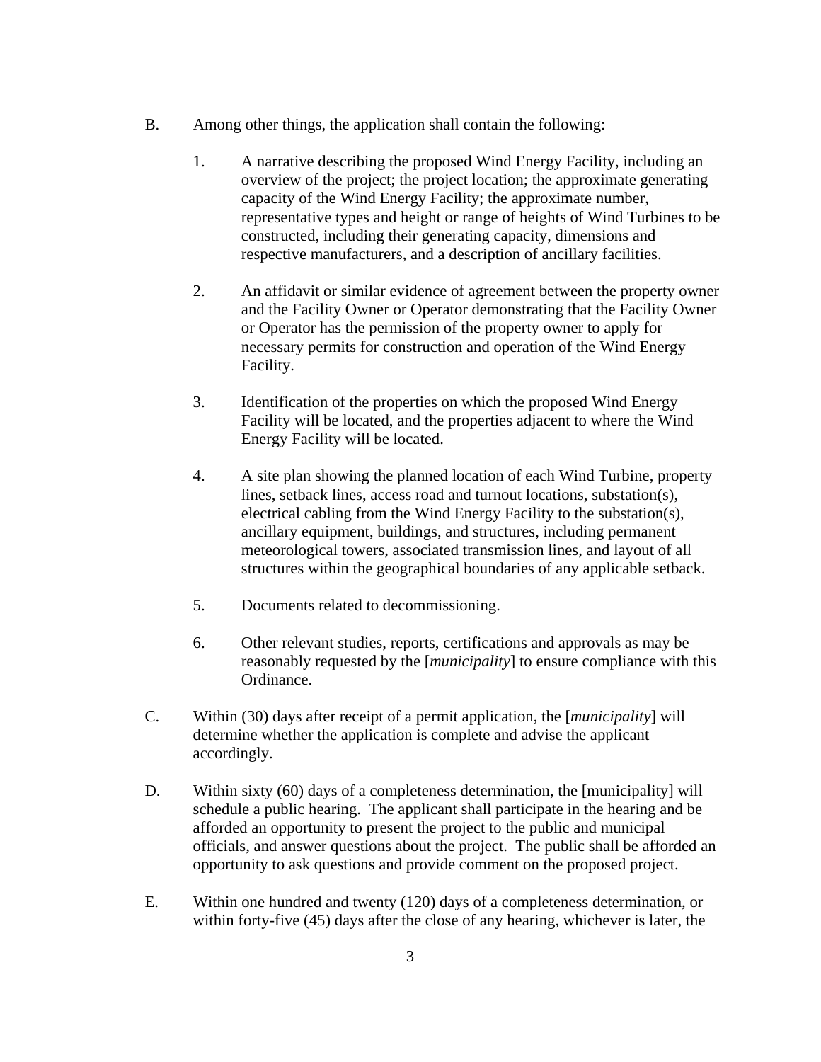B. Among other things, the application shall contain the following:

   1. A narrative describing the proposed Wind Energy Facility, including an overview of the project; the project location; the approximate generating capacity of the Wind Energy Facility; the approximate number, representative types and height or range of heights of Wind Turbines to be constructed, including their generating capacity, dimensions and respective manufacturers, and a description of ancillary facilities.

   2. An affidavit or similar evidence of agreement between the property owner and the Facility Owner or Operator demonstrating that the Facility Owner or Operator has the permission of the property owner to apply for necessary permits for construction and operation of the Wind Energy Facility.

   3. Identification of the properties on which the proposed Wind Energy Facility will be located, and the properties adjacent to where the Wind Energy Facility will be located.

   4. A site plan showing the planned location of each Wind Turbine, property lines, setback lines, access road and turnout locations, substation(s), electrical cabling from the Wind Energy Facility to the substation(s), ancillary equipment, buildings, and structures, including permanent meteorological towers, associated transmission lines, and layout of all structures within the geographical boundaries of any applicable setback.

   5. Documents related to decommissioning.

   6. Other relevant studies, reports, certifications and approvals as may be reasonably requested by the [*municipality*] to ensure compliance with this Ordinance.

C. Within (30) days after receipt of a permit application, the [*municipality*] will determine whether the application is complete and advise the applicant accordingly.

D. Within sixty (60) days of a completeness determination, the [municipality] will schedule a public hearing. The applicant shall participate in the hearing and be afforded an opportunity to present the project to the public and municipal officials, and answer questions about the project. The public shall be afforded an opportunity to ask questions and provide comment on the proposed project.

E. Within one hundred and twenty (120) days of a completeness determination, or within forty-five (45) days after the close of any hearing, whichever is later, the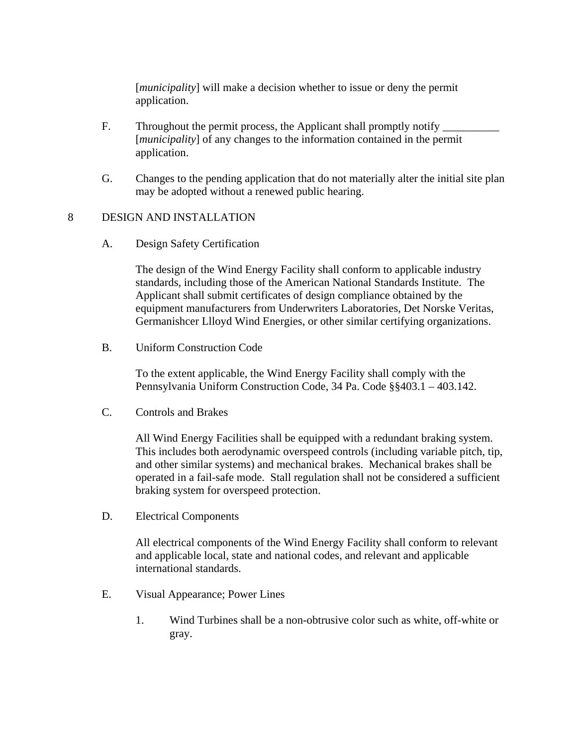[*municipality*] will make a decision whether to issue or deny the permit application.

F. Throughout the permit process, the Applicant shall promptly notify __________ [*municipality*] of any changes to the information contained in the permit application.

G. Changes to the pending application that do not materially alter the initial site plan may be adopted without a renewed public hearing.

## 8 DESIGN AND INSTALLATION

A. Design Safety Certification

The design of the Wind Energy Facility shall conform to applicable industry standards, including those of the American National Standards Institute. The Applicant shall submit certificates of design compliance obtained by the equipment manufacturers from Underwriters Laboratories, Det Norske Veritas, Germanishcer Llloyd Wind Energies, or other similar certifying organizations.

B. Uniform Construction Code

To the extent applicable, the Wind Energy Facility shall comply with the Pennsylvania Uniform Construction Code, 34 Pa. Code §§403.1 – 403.142.

C. Controls and Brakes

All Wind Energy Facilities shall be equipped with a redundant braking system. This includes both aerodynamic overspeed controls (including variable pitch, tip, and other similar systems) and mechanical brakes. Mechanical brakes shall be operated in a fail-safe mode. Stall regulation shall not be considered a sufficient braking system for overspeed protection.

D. Electrical Components

All electrical components of the Wind Energy Facility shall conform to relevant and applicable local, state and national codes, and relevant and applicable international standards.

E. Visual Appearance; Power Lines

1. Wind Turbines shall be a non-obtrusive color such as white, off-white or gray.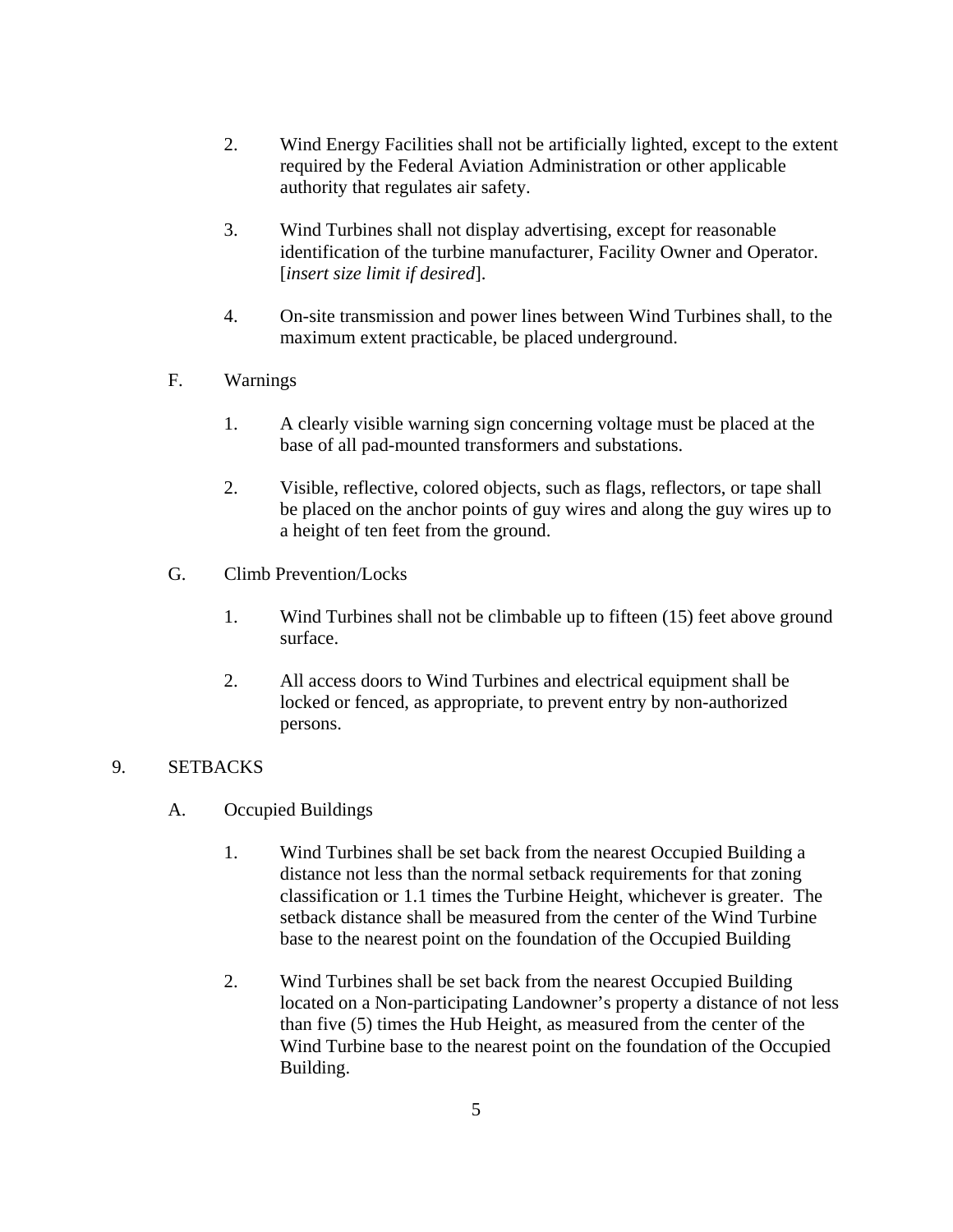2. Wind Energy Facilities shall not be artificially lighted, except to the extent required by the Federal Aviation Administration or other applicable authority that regulates air safety.

3. Wind Turbines shall not display advertising, except for reasonable identification of the turbine manufacturer, Facility Owner and Operator. [*insert size limit if desired*].

4. On-site transmission and power lines between Wind Turbines shall, to the maximum extent practicable, be placed underground.

F. Warnings

1. A clearly visible warning sign concerning voltage must be placed at the base of all pad-mounted transformers and substations.

2. Visible, reflective, colored objects, such as flags, reflectors, or tape shall be placed on the anchor points of guy wires and along the guy wires up to a height of ten feet from the ground.

G. Climb Prevention/Locks

1. Wind Turbines shall not be climbable up to fifteen (15) feet above ground surface.

2. All access doors to Wind Turbines and electrical equipment shall be locked or fenced, as appropriate, to prevent entry by non-authorized persons.

9. SETBACKS

A. Occupied Buildings

1. Wind Turbines shall be set back from the nearest Occupied Building a distance not less than the normal setback requirements for that zoning classification or 1.1 times the Turbine Height, whichever is greater. The setback distance shall be measured from the center of the Wind Turbine base to the nearest point on the foundation of the Occupied Building

2. Wind Turbines shall be set back from the nearest Occupied Building located on a Non-participating Landowner's property a distance of not less than five (5) times the Hub Height, as measured from the center of the Wind Turbine base to the nearest point on the foundation of the Occupied Building.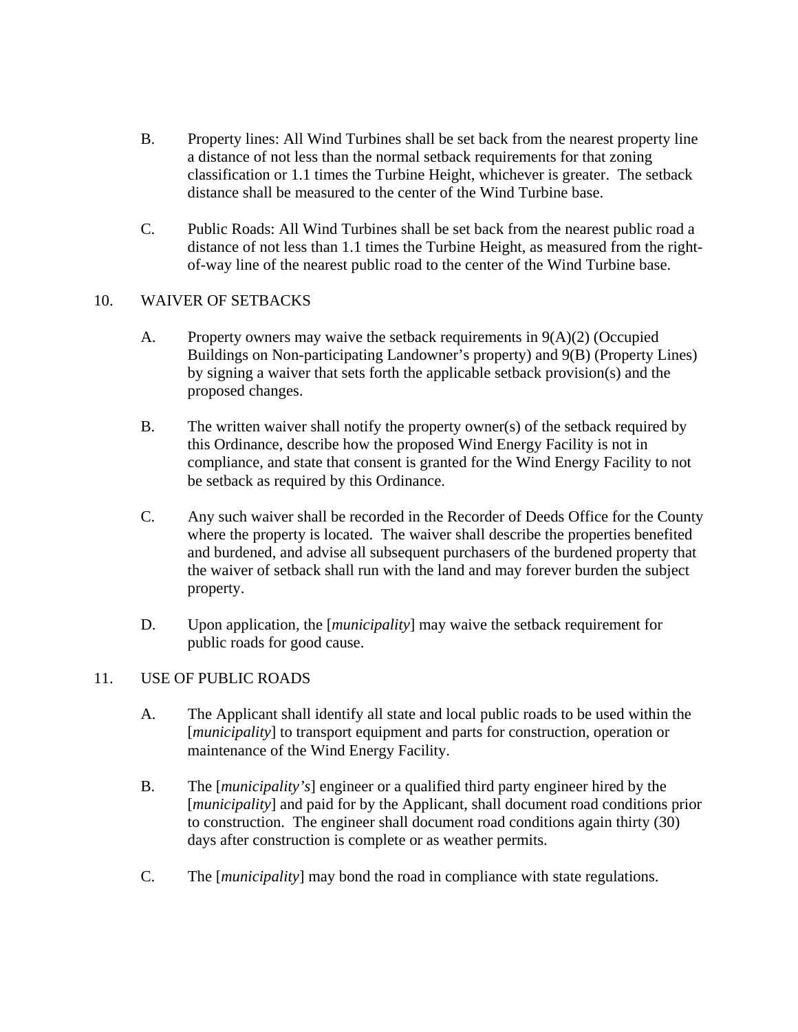B. Property lines: All Wind Turbines shall be set back from the nearest property line a distance of not less than the normal setback requirements for that zoning classification or 1.1 times the Turbine Height, whichever is greater. The setback distance shall be measured to the center of the Wind Turbine base.

C. Public Roads: All Wind Turbines shall be set back from the nearest public road a distance of not less than 1.1 times the Turbine Height, as measured from the right-of-way line of the nearest public road to the center of the Wind Turbine base.

10. WAIVER OF SETBACKS

A. Property owners may waive the setback requirements in 9(A)(2) (Occupied Buildings on Non-participating Landowner's property) and 9(B) (Property Lines) by signing a waiver that sets forth the applicable setback provision(s) and the proposed changes.

B. The written waiver shall notify the property owner(s) of the setback required by this Ordinance, describe how the proposed Wind Energy Facility is not in compliance, and state that consent is granted for the Wind Energy Facility to not be setback as required by this Ordinance.

C. Any such waiver shall be recorded in the Recorder of Deeds Office for the County where the property is located. The waiver shall describe the properties benefited and burdened, and advise all subsequent purchasers of the burdened property that the waiver of setback shall run with the land and may forever burden the subject property.

D. Upon application, the [*municipality*] may waive the setback requirement for public roads for good cause.

11. USE OF PUBLIC ROADS

A. The Applicant shall identify all state and local public roads to be used within the [*municipality*] to transport equipment and parts for construction, operation or maintenance of the Wind Energy Facility.

B. The [*municipality's*] engineer or a qualified third party engineer hired by the [*municipality*] and paid for by the Applicant, shall document road conditions prior to construction. The engineer shall document road conditions again thirty (30) days after construction is complete or as weather permits.

C. The [*municipality*] may bond the road in compliance with state regulations.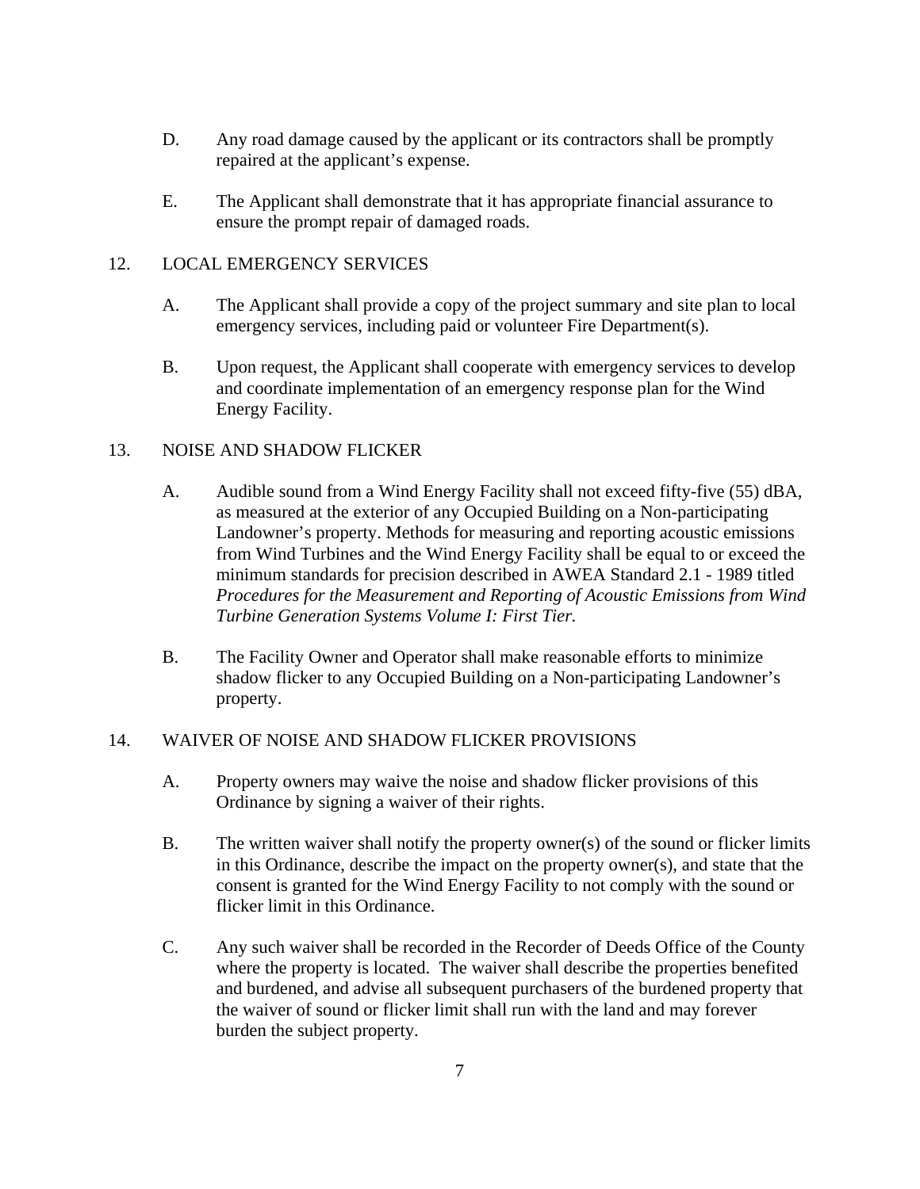D. Any road damage caused by the applicant or its contractors shall be promptly repaired at the applicant's expense.

E. The Applicant shall demonstrate that it has appropriate financial assurance to ensure the prompt repair of damaged roads.

## 12. LOCAL EMERGENCY SERVICES

A. The Applicant shall provide a copy of the project summary and site plan to local emergency services, including paid or volunteer Fire Department(s).

B. Upon request, the Applicant shall cooperate with emergency services to develop and coordinate implementation of an emergency response plan for the Wind Energy Facility.

## 13. NOISE AND SHADOW FLICKER

A. Audible sound from a Wind Energy Facility shall not exceed fifty-five (55) dBA, as measured at the exterior of any Occupied Building on a Non-participating Landowner's property. Methods for measuring and reporting acoustic emissions from Wind Turbines and the Wind Energy Facility shall be equal to or exceed the minimum standards for precision described in AWEA Standard 2.1 - 1989 titled *Procedures for the Measurement and Reporting of Acoustic Emissions from Wind Turbine Generation Systems Volume I: First Tier.*

B. The Facility Owner and Operator shall make reasonable efforts to minimize shadow flicker to any Occupied Building on a Non-participating Landowner's property.

## 14. WAIVER OF NOISE AND SHADOW FLICKER PROVISIONS

A. Property owners may waive the noise and shadow flicker provisions of this Ordinance by signing a waiver of their rights.

B. The written waiver shall notify the property owner(s) of the sound or flicker limits in this Ordinance, describe the impact on the property owner(s), and state that the consent is granted for the Wind Energy Facility to not comply with the sound or flicker limit in this Ordinance.

C. Any such waiver shall be recorded in the Recorder of Deeds Office of the County where the property is located. The waiver shall describe the properties benefited and burdened, and advise all subsequent purchasers of the burdened property that the waiver of sound or flicker limit shall run with the land and may forever burden the subject property.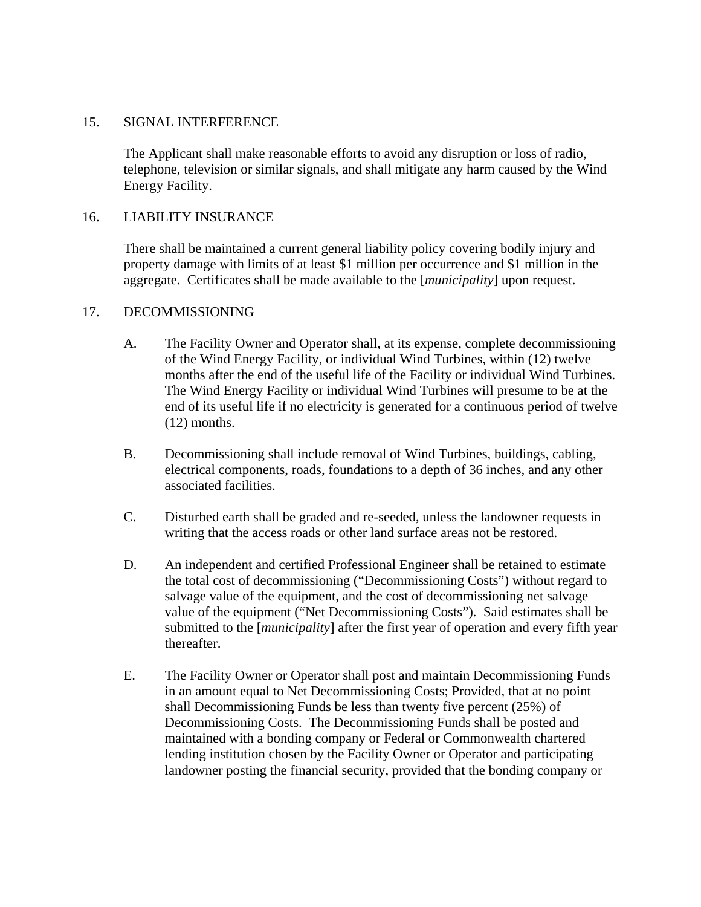15. SIGNAL INTERFERENCE

The Applicant shall make reasonable efforts to avoid any disruption or loss of radio, telephone, television or similar signals, and shall mitigate any harm caused by the Wind Energy Facility.

16. LIABILITY INSURANCE

There shall be maintained a current general liability policy covering bodily injury and property damage with limits of at least $1 million per occurrence and $1 million in the aggregate. Certificates shall be made available to the [*municipality*] upon request.

17. DECOMMISSIONING

A. The Facility Owner and Operator shall, at its expense, complete decommissioning of the Wind Energy Facility, or individual Wind Turbines, within (12) twelve months after the end of the useful life of the Facility or individual Wind Turbines. The Wind Energy Facility or individual Wind Turbines will presume to be at the end of its useful life if no electricity is generated for a continuous period of twelve (12) months.

B. Decommissioning shall include removal of Wind Turbines, buildings, cabling, electrical components, roads, foundations to a depth of 36 inches, and any other associated facilities.

C. Disturbed earth shall be graded and re-seeded, unless the landowner requests in writing that the access roads or other land surface areas not be restored.

D. An independent and certified Professional Engineer shall be retained to estimate the total cost of decommissioning ("Decommissioning Costs") without regard to salvage value of the equipment, and the cost of decommissioning net salvage value of the equipment ("Net Decommissioning Costs"). Said estimates shall be submitted to the [*municipality*] after the first year of operation and every fifth year thereafter.

E. The Facility Owner or Operator shall post and maintain Decommissioning Funds in an amount equal to Net Decommissioning Costs; Provided, that at no point shall Decommissioning Funds be less than twenty five percent (25%) of Decommissioning Costs. The Decommissioning Funds shall be posted and maintained with a bonding company or Federal or Commonwealth chartered lending institution chosen by the Facility Owner or Operator and participating landowner posting the financial security, provided that the bonding company or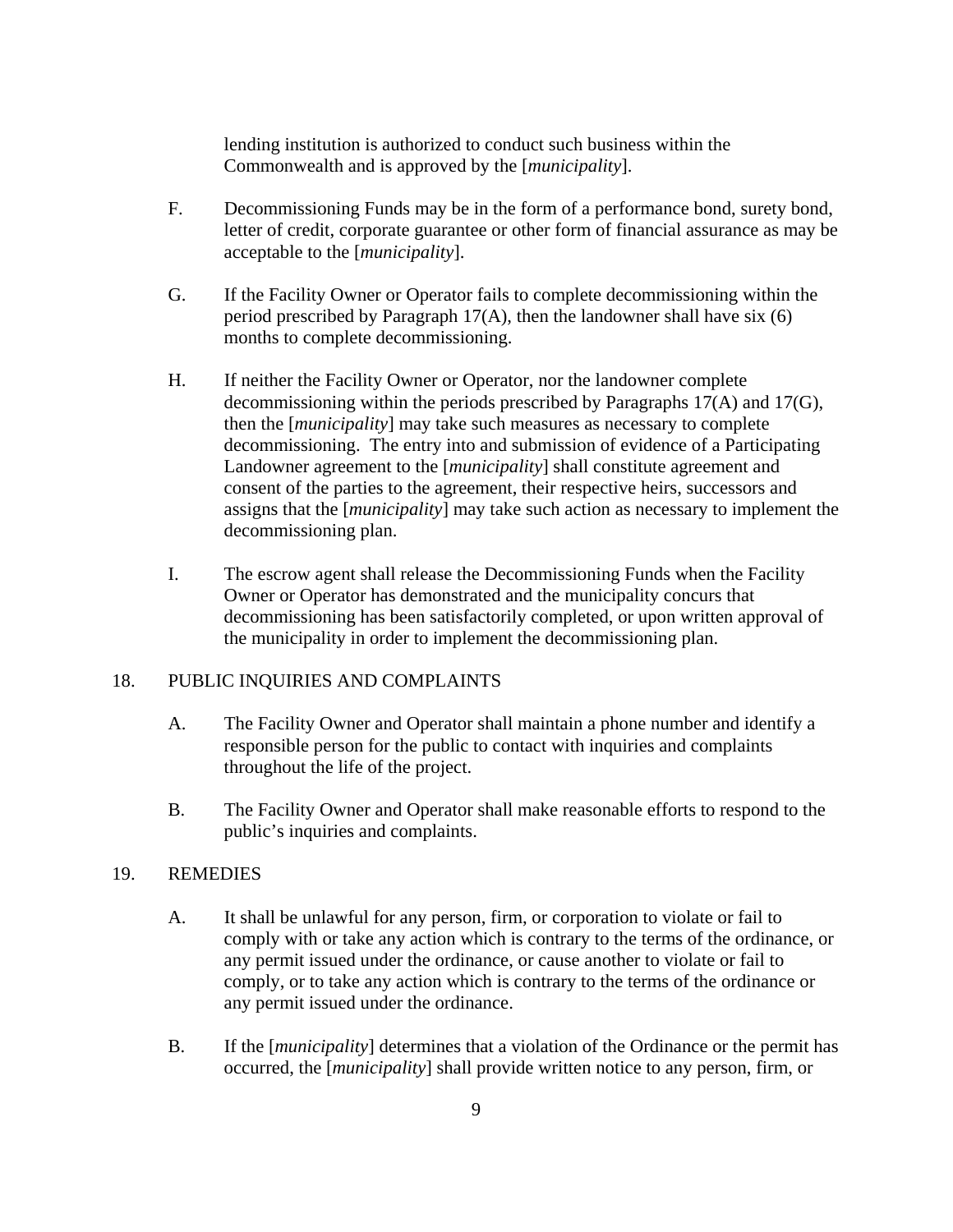lending institution is authorized to conduct such business within the Commonwealth and is approved by the [*municipality*].

F. Decommissioning Funds may be in the form of a performance bond, surety bond, letter of credit, corporate guarantee or other form of financial assurance as may be acceptable to the [*municipality*].

G. If the Facility Owner or Operator fails to complete decommissioning within the period prescribed by Paragraph 17(A), then the landowner shall have six (6) months to complete decommissioning.

H. If neither the Facility Owner or Operator, nor the landowner complete decommissioning within the periods prescribed by Paragraphs 17(A) and 17(G), then the [*municipality*] may take such measures as necessary to complete decommissioning. The entry into and submission of evidence of a Participating Landowner agreement to the [*municipality*] shall constitute agreement and consent of the parties to the agreement, their respective heirs, successors and assigns that the [*municipality*] may take such action as necessary to implement the decommissioning plan.

I. The escrow agent shall release the Decommissioning Funds when the Facility Owner or Operator has demonstrated and the municipality concurs that decommissioning has been satisfactorily completed, or upon written approval of the municipality in order to implement the decommissioning plan.

18. PUBLIC INQUIRIES AND COMPLAINTS

A. The Facility Owner and Operator shall maintain a phone number and identify a responsible person for the public to contact with inquiries and complaints throughout the life of the project.

B. The Facility Owner and Operator shall make reasonable efforts to respond to the public's inquiries and complaints.

19. REMEDIES

A. It shall be unlawful for any person, firm, or corporation to violate or fail to comply with or take any action which is contrary to the terms of the ordinance, or any permit issued under the ordinance, or cause another to violate or fail to comply, or to take any action which is contrary to the terms of the ordinance or any permit issued under the ordinance.

B. If the [*municipality*] determines that a violation of the Ordinance or the permit has occurred, the [*municipality*] shall provide written notice to any person, firm, or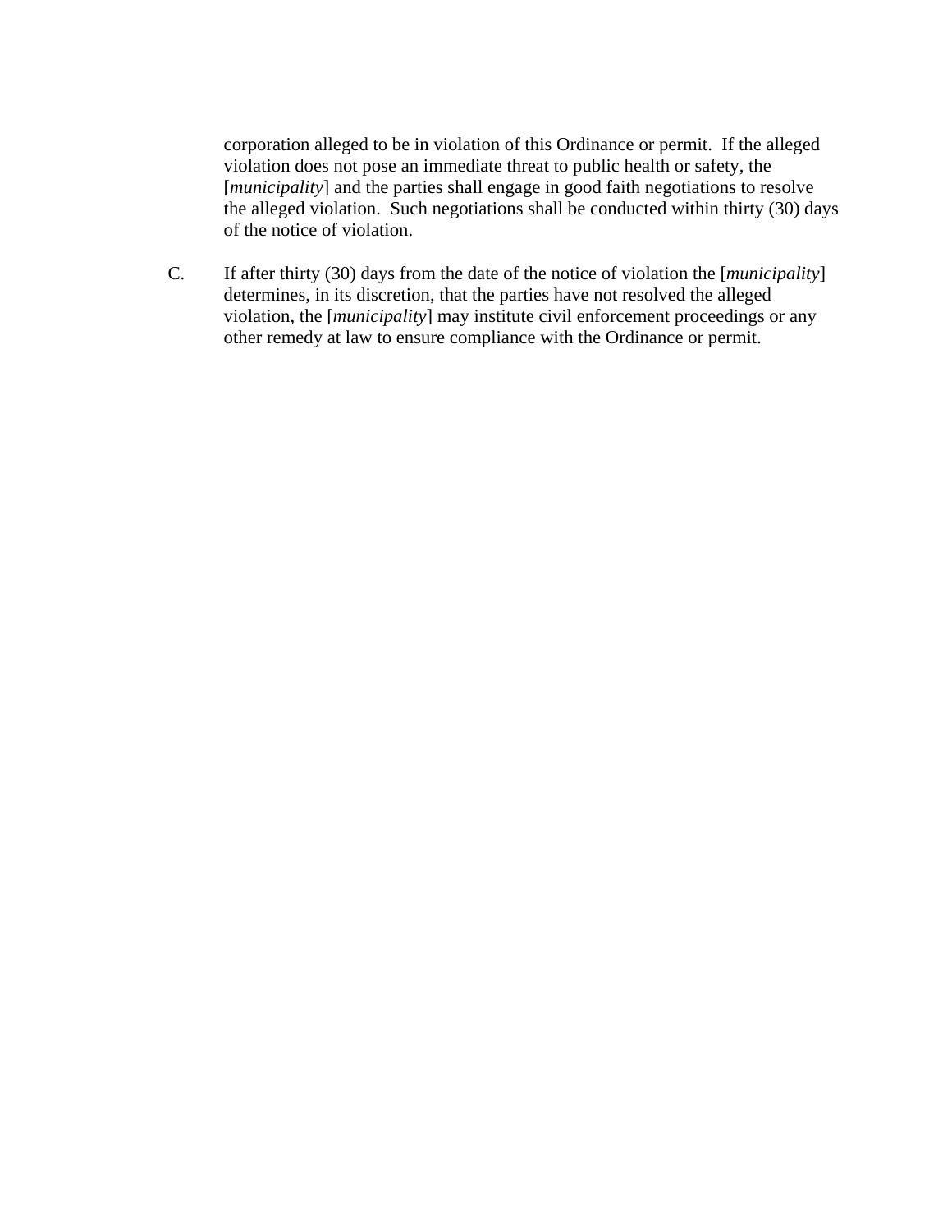corporation alleged to be in violation of this Ordinance or permit. If the alleged violation does not pose an immediate threat to public health or safety, the [*municipality*] and the parties shall engage in good faith negotiations to resolve the alleged violation. Such negotiations shall be conducted within thirty (30) days of the notice of violation.

C. If after thirty (30) days from the date of the notice of violation the [*municipality*] determines, in its discretion, that the parties have not resolved the alleged violation, the [*municipality*] may institute civil enforcement proceedings or any other remedy at law to ensure compliance with the Ordinance or permit.